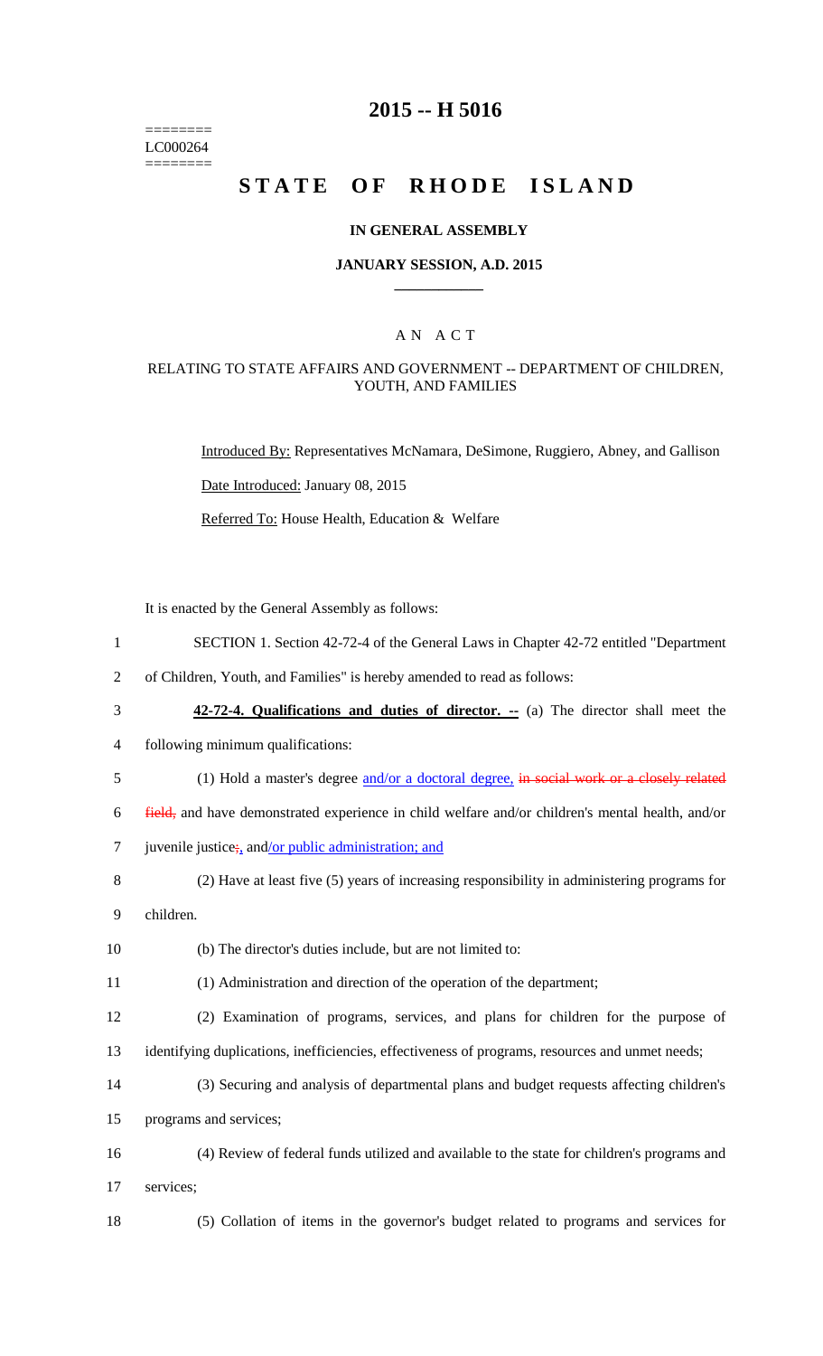========
LC000264
========

# 2015 -- H 5016

# STATE OF RHODE ISLAND

### IN GENERAL ASSEMBLY

### JANUARY SESSION, A.D. 2015

## A N A C T

### RELATING TO STATE AFFAIRS AND GOVERNMENT -- DEPARTMENT OF CHILDREN, YOUTH, AND FAMILIES

Introduced By: Representatives McNamara, DeSimone, Ruggiero, Abney, and Gallison

Date Introduced: January 08, 2015

Referred To: House Health, Education & Welfare

It is enacted by the General Assembly as follows:

1 SECTION 1. Section 42-72-4 of the General Laws in Chapter 42-72 entitled "Department
2 of Children, Youth, and Families" is hereby amended to read as follows:

3 **42-72-4. Qualifications and duties of director. --** (a) The director shall meet the
4 following minimum qualifications:

5 (1) Hold a master's degree and/or a doctoral degree, ~~in social work or a closely related~~
6 ~~field,~~ and have demonstrated experience in child welfare and/or children's mental health, and/or
7 juvenile justice~~;~~, and/or public administration; and

8 (2) Have at least five (5) years of increasing responsibility in administering programs for
9 children.

10 (b) The director's duties include, but are not limited to:

11 (1) Administration and direction of the operation of the department;

12 (2) Examination of programs, services, and plans for children for the purpose of
13 identifying duplications, inefficiencies, effectiveness of programs, resources and unmet needs;

14 (3) Securing and analysis of departmental plans and budget requests affecting children's
15 programs and services;

16 (4) Review of federal funds utilized and available to the state for children's programs and
17 services;

18 (5) Collation of items in the governor's budget related to programs and services for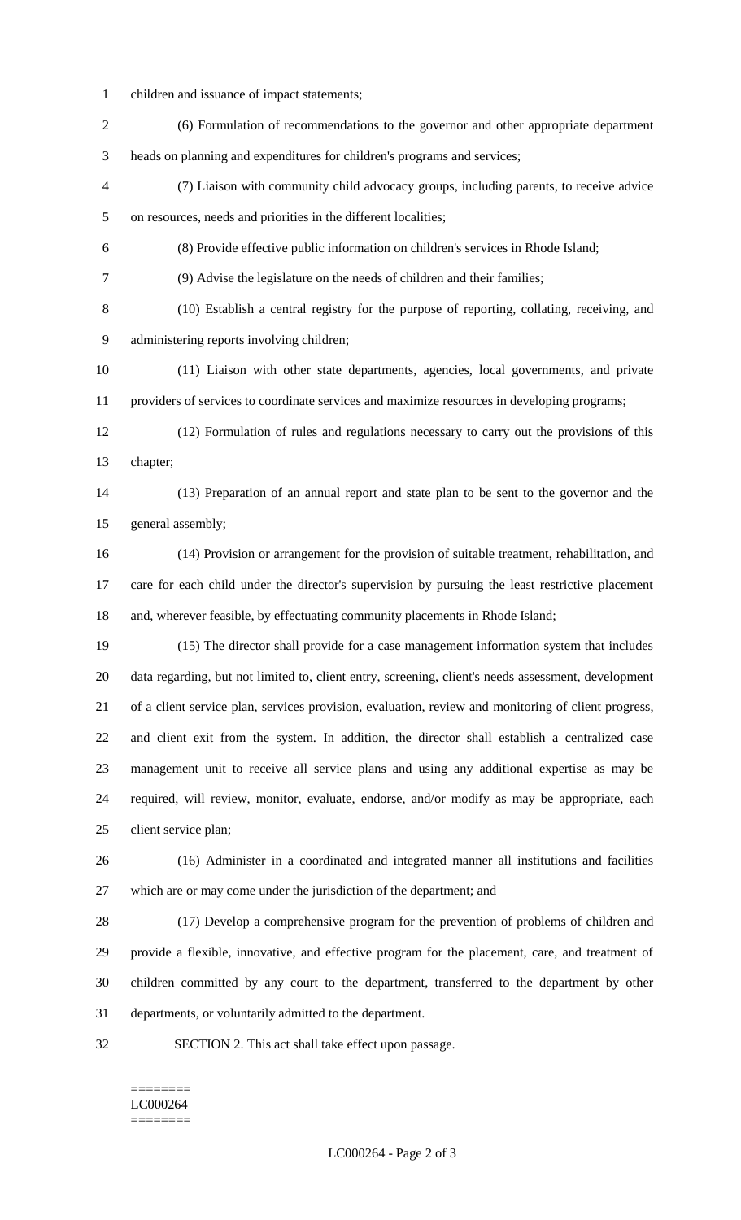children and issuance of impact statements;

(6) Formulation of recommendations to the governor and other appropriate department heads on planning and expenditures for children's programs and services;

(7) Liaison with community child advocacy groups, including parents, to receive advice on resources, needs and priorities in the different localities;

(8) Provide effective public information on children's services in Rhode Island;

(9) Advise the legislature on the needs of children and their families;

(10) Establish a central registry for the purpose of reporting, collating, receiving, and administering reports involving children;

(11) Liaison with other state departments, agencies, local governments, and private providers of services to coordinate services and maximize resources in developing programs;

(12) Formulation of rules and regulations necessary to carry out the provisions of this chapter;

(13) Preparation of an annual report and state plan to be sent to the governor and the general assembly;

(14) Provision or arrangement for the provision of suitable treatment, rehabilitation, and care for each child under the director's supervision by pursuing the least restrictive placement and, wherever feasible, by effectuating community placements in Rhode Island;

(15) The director shall provide for a case management information system that includes data regarding, but not limited to, client entry, screening, client's needs assessment, development of a client service plan, services provision, evaluation, review and monitoring of client progress, and client exit from the system. In addition, the director shall establish a centralized case management unit to receive all service plans and using any additional expertise as may be required, will review, monitor, evaluate, endorse, and/or modify as may be appropriate, each client service plan;

(16) Administer in a coordinated and integrated manner all institutions and facilities which are or may come under the jurisdiction of the department; and

(17) Develop a comprehensive program for the prevention of problems of children and provide a flexible, innovative, and effective program for the placement, care, and treatment of children committed by any court to the department, transferred to the department by other departments, or voluntarily admitted to the department.

SECTION 2. This act shall take effect upon passage.

========
LC000264
========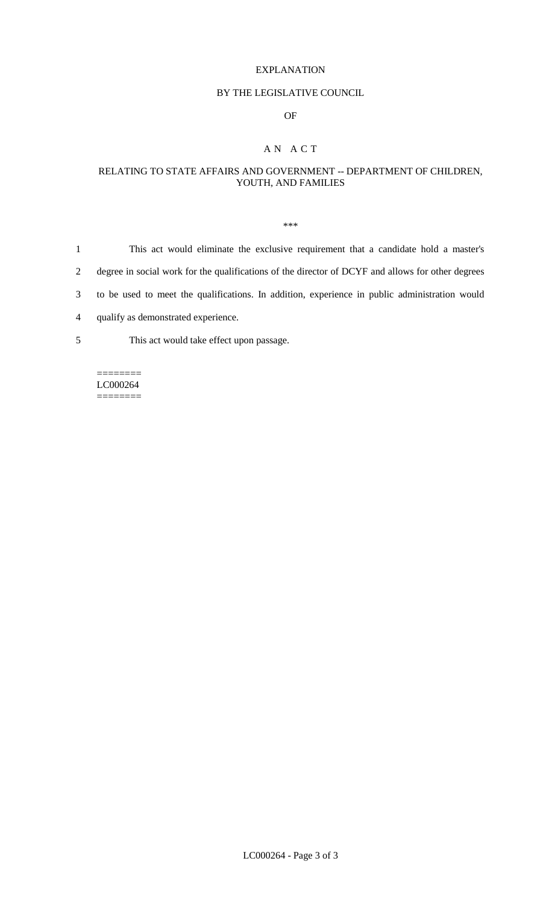EXPLANATION

BY THE LEGISLATIVE COUNCIL

OF

A N A C T

RELATING TO STATE AFFAIRS AND GOVERNMENT -- DEPARTMENT OF CHILDREN, YOUTH, AND FAMILIES

***

1 This act would eliminate the exclusive requirement that a candidate hold a master's
2 degree in social work for the qualifications of the director of DCYF and allows for other degrees
3 to be used to meet the qualifications. In addition, experience in public administration would
4 qualify as demonstrated experience.
5 This act would take effect upon passage.

========
LC000264
========